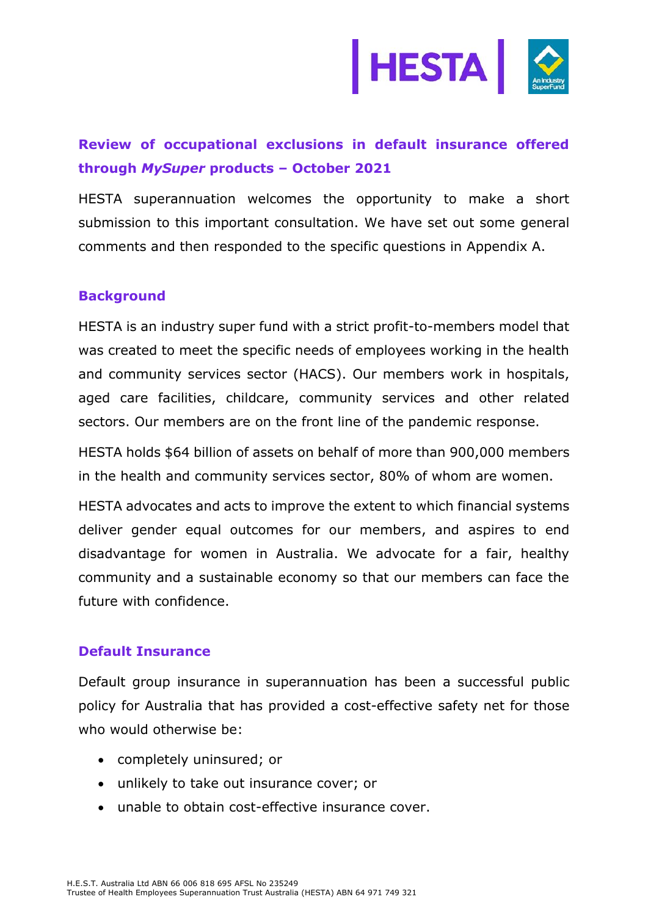## Review of occupational exclusions in default insurance offered through *MySuper* products – October 2021

HESTA superannuation welcomes the opportunity to make a short submission to this important consultation. We have set out some general comments and then responded to the specific questions in Appendix A.

### Background

HESTA is an industry super fund with a strict profit-to-members model that was created to meet the specific needs of employees working in the health and community services sector (HACS). Our members work in hospitals, aged care facilities, childcare, community services and other related sectors. Our members are on the front line of the pandemic response.

HESTA holds $64 billion of assets on behalf of more than 900,000 members in the health and community services sector, 80% of whom are women.

HESTA advocates and acts to improve the extent to which financial systems deliver gender equal outcomes for our members, and aspires to end disadvantage for women in Australia. We advocate for a fair, healthy community and a sustainable economy so that our members can face the future with confidence.

### Default Insurance

Default group insurance in superannuation has been a successful public policy for Australia that has provided a cost-effective safety net for those who would otherwise be:

- completely uninsured; or
- unlikely to take out insurance cover; or
- unable to obtain cost-effective insurance cover.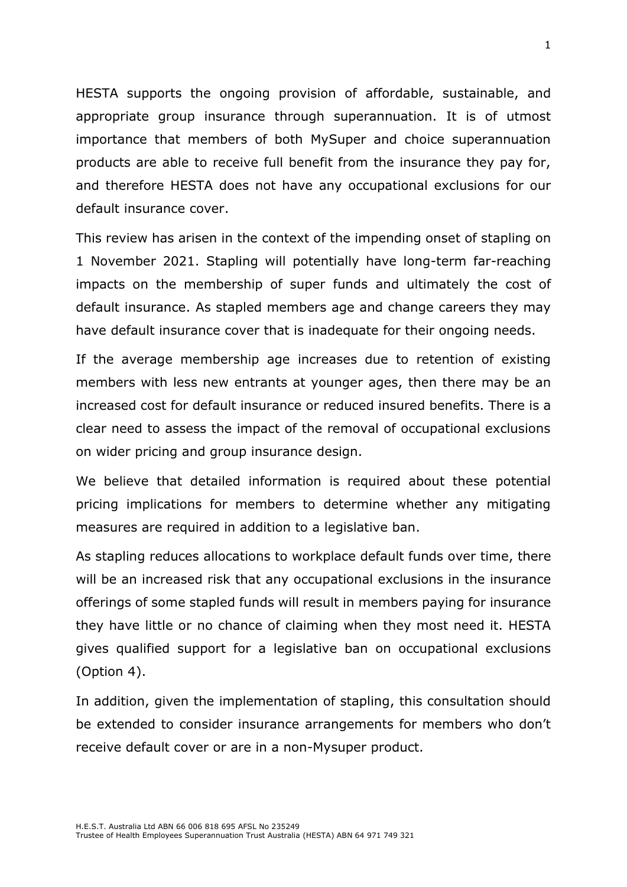HESTA supports the ongoing provision of affordable, sustainable, and appropriate group insurance through superannuation. It is of utmost importance that members of both MySuper and choice superannuation products are able to receive full benefit from the insurance they pay for, and therefore HESTA does not have any occupational exclusions for our default insurance cover.

This review has arisen in the context of the impending onset of stapling on 1 November 2021. Stapling will potentially have long-term far-reaching impacts on the membership of super funds and ultimately the cost of default insurance. As stapled members age and change careers they may have default insurance cover that is inadequate for their ongoing needs.

If the average membership age increases due to retention of existing members with less new entrants at younger ages, then there may be an increased cost for default insurance or reduced insured benefits. There is a clear need to assess the impact of the removal of occupational exclusions on wider pricing and group insurance design.

We believe that detailed information is required about these potential pricing implications for members to determine whether any mitigating measures are required in addition to a legislative ban.

As stapling reduces allocations to workplace default funds over time, there will be an increased risk that any occupational exclusions in the insurance offerings of some stapled funds will result in members paying for insurance they have little or no chance of claiming when they most need it. HESTA gives qualified support for a legislative ban on occupational exclusions (Option 4).

In addition, given the implementation of stapling, this consultation should be extended to consider insurance arrangements for members who don't receive default cover or are in a non-Mysuper product.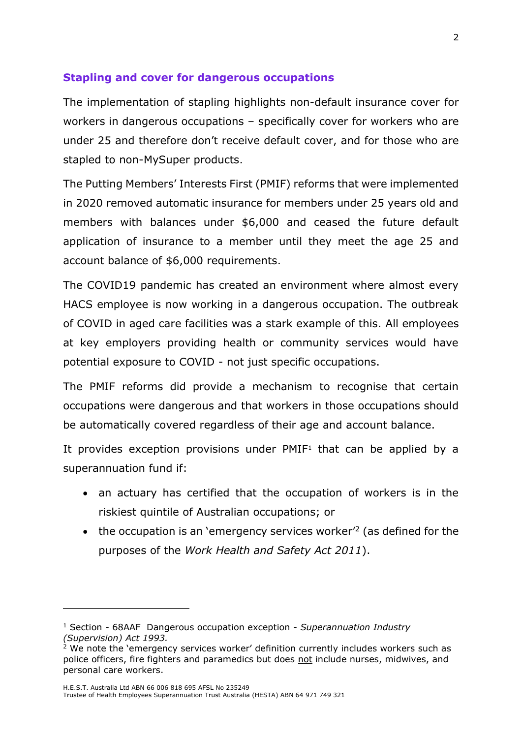## Stapling and cover for dangerous occupations

The implementation of stapling highlights non-default insurance cover for workers in dangerous occupations – specifically cover for workers who are under 25 and therefore don't receive default cover, and for those who are stapled to non-MySuper products.

The Putting Members' Interests First (PMIF) reforms that were implemented in 2020 removed automatic insurance for members under 25 years old and members with balances under $6,000 and ceased the future default application of insurance to a member until they meet the age 25 and account balance of $6,000 requirements.

The COVID19 pandemic has created an environment where almost every HACS employee is now working in a dangerous occupation. The outbreak of COVID in aged care facilities was a stark example of this. All employees at key employers providing health or community services would have potential exposure to COVID - not just specific occupations.

The PMIF reforms did provide a mechanism to recognise that certain occupations were dangerous and that workers in those occupations should be automatically covered regardless of their age and account balance.

It provides exception provisions under PMIF[1] that can be applied by a superannuation fund if:

- an actuary has certified that the occupation of workers is in the riskiest quintile of Australian occupations; or
- the occupation is an 'emergency services worker'[2] (as defined for the purposes of the *Work Health and Safety Act 2011*).

---

[1] Section - 68AAF Dangerous occupation exception - *Superannuation Industry (Supervision) Act 1993.*

[2] We note the 'emergency services worker' definition currently includes workers such as police officers, fire fighters and paramedics but does not include nurses, midwives, and personal care workers.

H.E.S.T. Australia Ltd ABN 66 006 818 695 AFSL No 235249
Trustee of Health Employees Superannuation Trust Australia (HESTA) ABN 64 971 749 321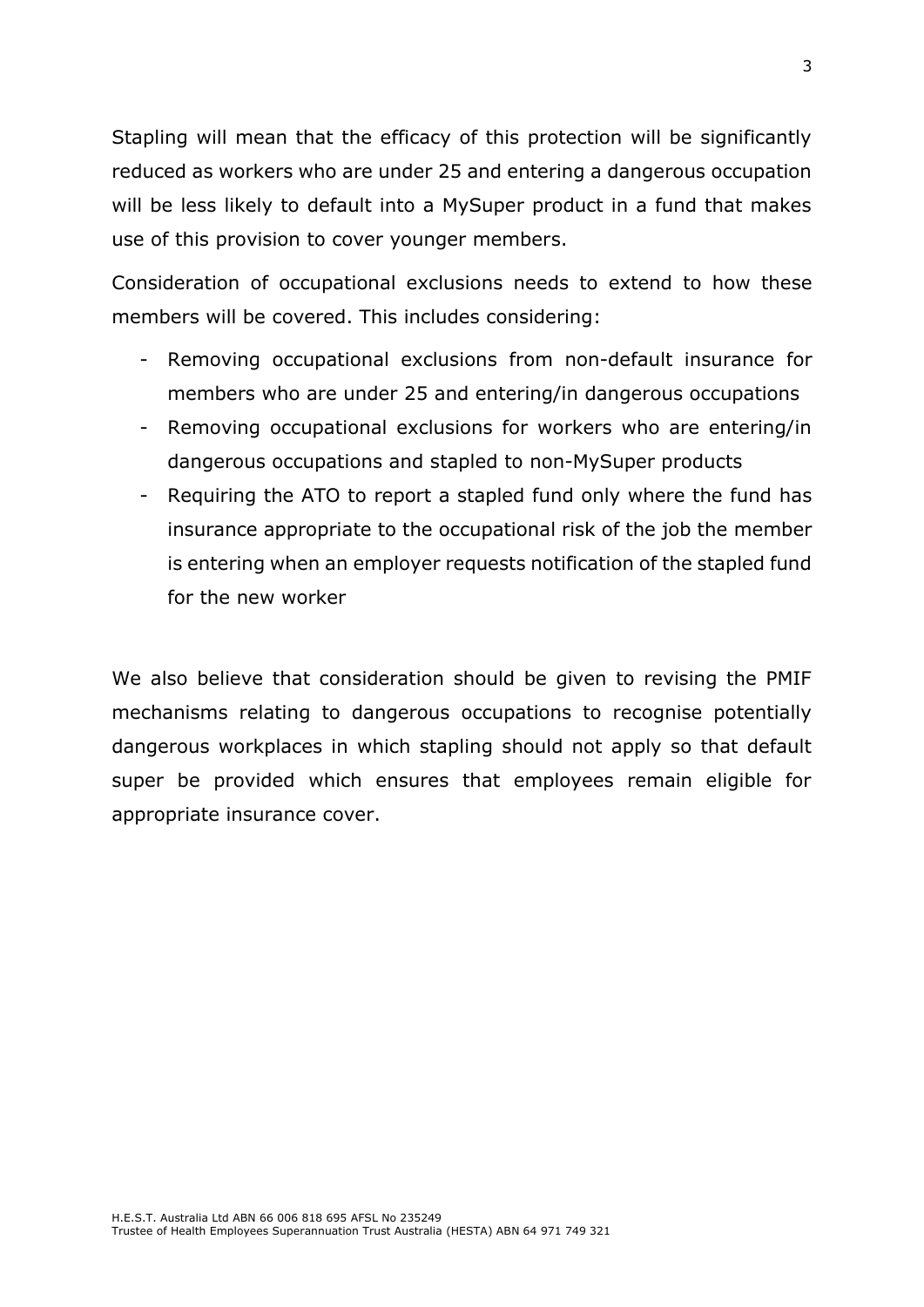Stapling will mean that the efficacy of this protection will be significantly reduced as workers who are under 25 and entering a dangerous occupation will be less likely to default into a MySuper product in a fund that makes use of this provision to cover younger members.

Consideration of occupational exclusions needs to extend to how these members will be covered. This includes considering:

- Removing occupational exclusions from non-default insurance for members who are under 25 and entering/in dangerous occupations
- Removing occupational exclusions for workers who are entering/in dangerous occupations and stapled to non-MySuper products
- Requiring the ATO to report a stapled fund only where the fund has insurance appropriate to the occupational risk of the job the member is entering when an employer requests notification of the stapled fund for the new worker

We also believe that consideration should be given to revising the PMIF mechanisms relating to dangerous occupations to recognise potentially dangerous workplaces in which stapling should not apply so that default super be provided which ensures that employees remain eligible for appropriate insurance cover.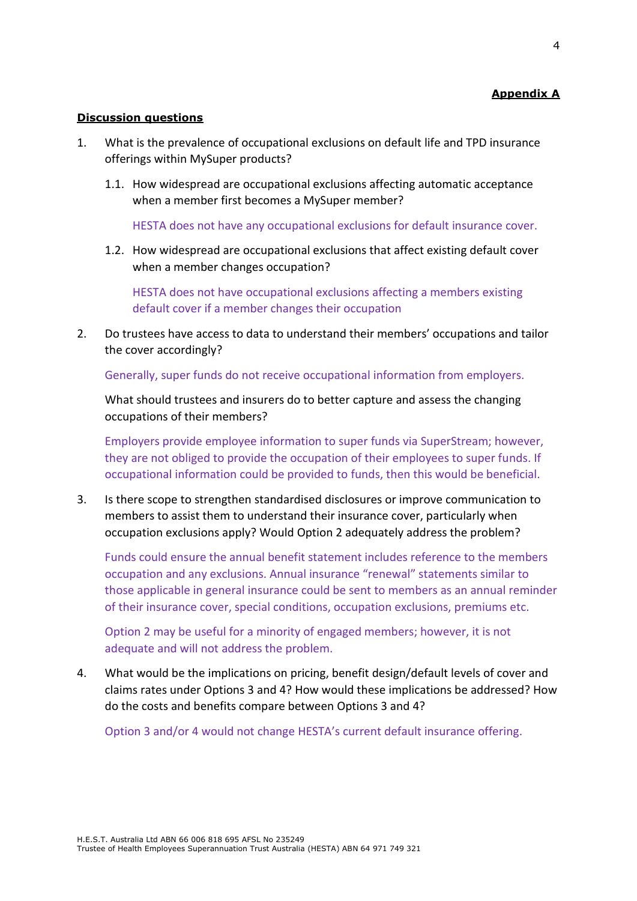**Appendix A**

**Discussion questions**

1. What is the prevalence of occupational exclusions on default life and TPD insurance offerings within MySuper products?

   1.1. How widespread are occupational exclusions affecting automatic acceptance when a member first becomes a MySuper member?

   HESTA does not have any occupational exclusions for default insurance cover.

   1.2. How widespread are occupational exclusions that affect existing default cover when a member changes occupation?

   HESTA does not have occupational exclusions affecting a members existing default cover if a member changes their occupation

2. Do trustees have access to data to understand their members' occupations and tailor the cover accordingly?

   Generally, super funds do not receive occupational information from employers.

   What should trustees and insurers do to better capture and assess the changing occupations of their members?

   Employers provide employee information to super funds via SuperStream; however, they are not obliged to provide the occupation of their employees to super funds. If occupational information could be provided to funds, then this would be beneficial.

3. Is there scope to strengthen standardised disclosures or improve communication to members to assist them to understand their insurance cover, particularly when occupation exclusions apply? Would Option 2 adequately address the problem?

   Funds could ensure the annual benefit statement includes reference to the members occupation and any exclusions. Annual insurance "renewal" statements similar to those applicable in general insurance could be sent to members as an annual reminder of their insurance cover, special conditions, occupation exclusions, premiums etc.

   Option 2 may be useful for a minority of engaged members; however, it is not adequate and will not address the problem.

4. What would be the implications on pricing, benefit design/default levels of cover and claims rates under Options 3 and 4? How would these implications be addressed? How do the costs and benefits compare between Options 3 and 4?

   Option 3 and/or 4 would not change HESTA's current default insurance offering.

H.E.S.T. Australia Ltd ABN 66 006 818 695 AFSL No 235249
Trustee of Health Employees Superannuation Trust Australia (HESTA) ABN 64 971 749 321